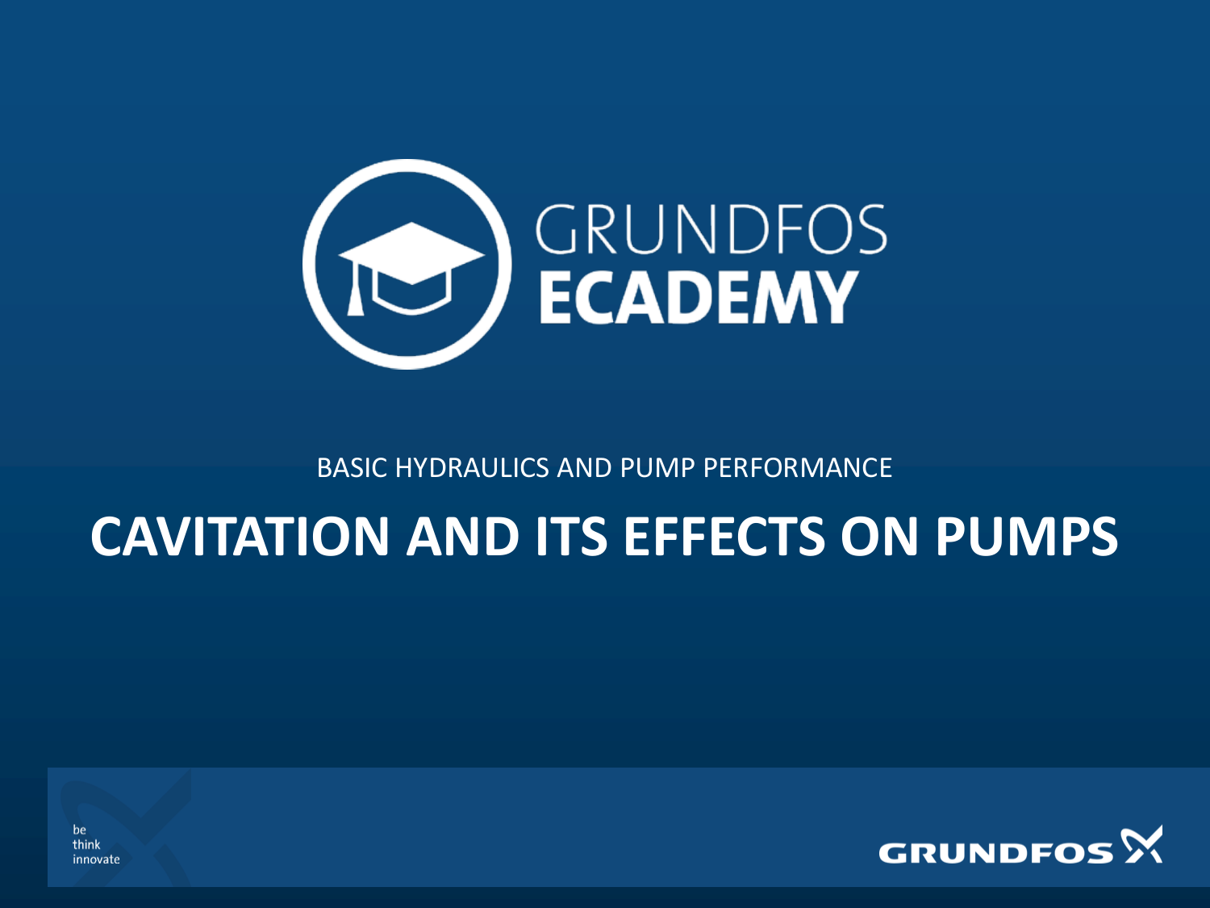GRUNDFOS
ECADEMY

BASIC HYDRAULICS AND PUMP PERFORMANCE

# CAVITATION AND ITS EFFECTS ON PUMPS

be
think
innovate

GRUNDFOS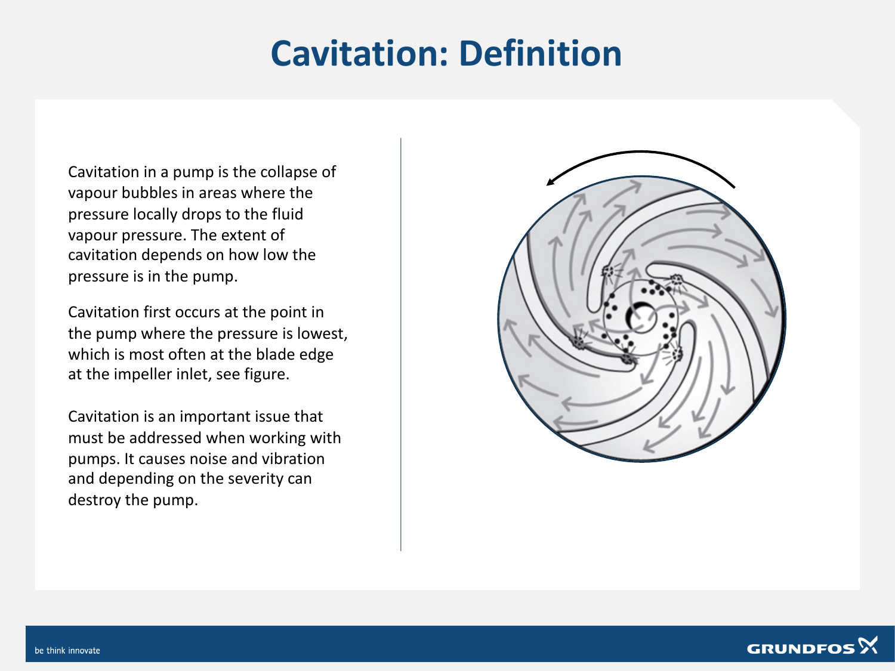# Cavitation: Definition

Cavitation in a pump is the collapse of vapour bubbles in areas where the pressure locally drops to the fluid vapour pressure. The extent of cavitation depends on how low the pressure is in the pump.

Cavitation first occurs at the point in the pump where the pressure is lowest, which is most often at the blade edge at the impeller inlet, see figure.

Cavitation is an important issue that must be addressed when working with pumps. It causes noise and vibration and depending on the severity can destroy the pump.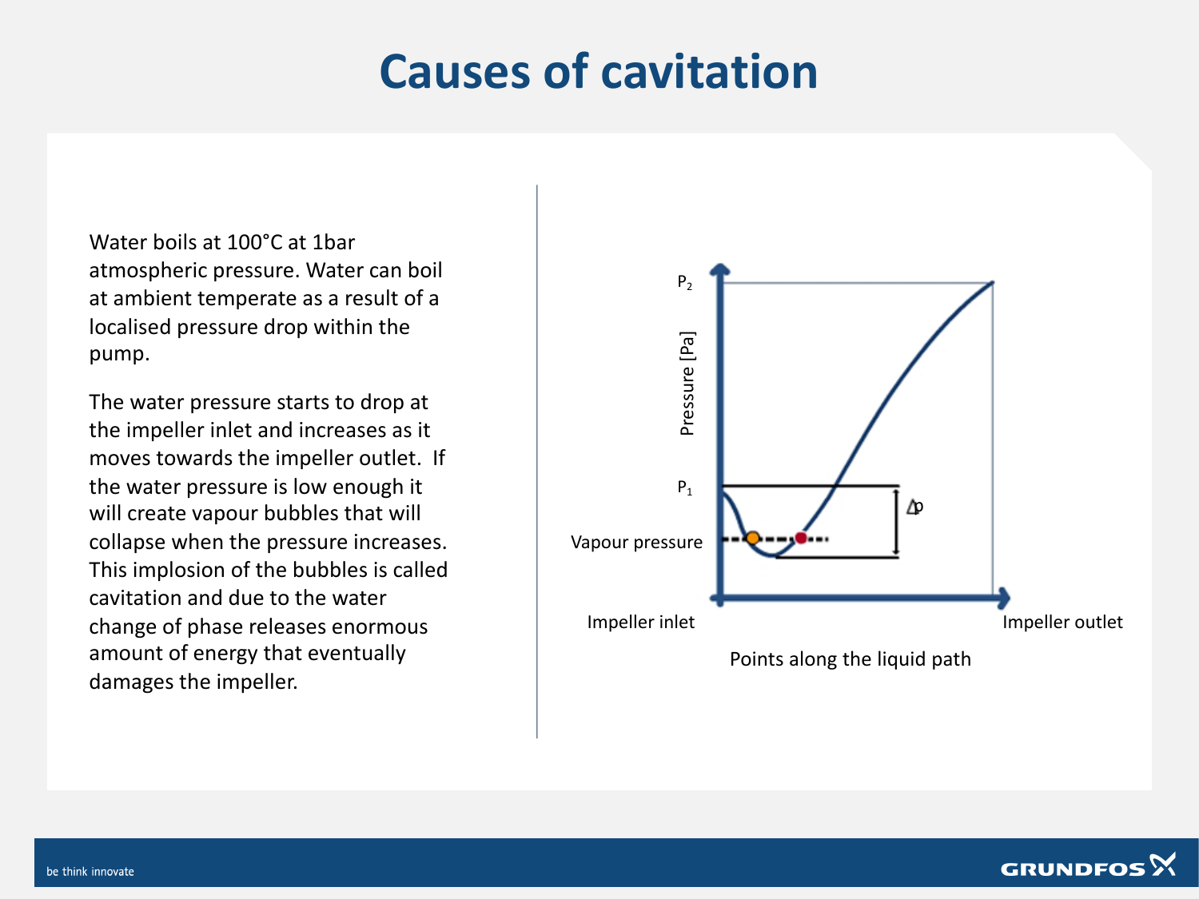# Causes of cavitation

Water boils at 100°C at 1bar atmospheric pressure. Water can boil at ambient temperate as a result of a localised pressure drop within the pump.

The water pressure starts to drop at the impeller inlet and increases as it moves towards the impeller outlet. If the water pressure is low enough it will create vapour bubbles that will collapse when the pressure increases. This implosion of the bubbles is called cavitation and due to the water change of phase releases enormous amount of energy that eventually damages the impeller.

$P_2$

Pressure [Pa]

$P_1$

$\Delta p$

Vapour pressure

Impeller inlet

Impeller outlet

Points along the liquid path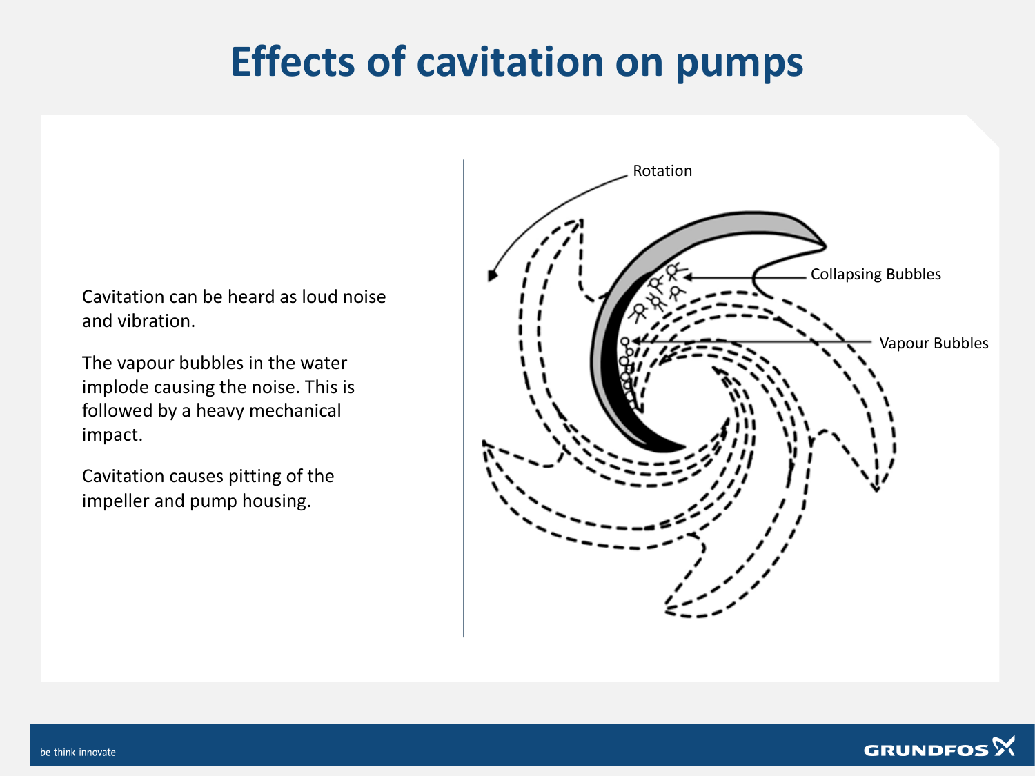# Effects of cavitation on pumps

Cavitation can be heard as loud noise and vibration.

The vapour bubbles in the water implode causing the noise. This is followed by a heavy mechanical impact.

Cavitation causes pitting of the impeller and pump housing.

Rotation

Collapsing Bubbles

Vapour Bubbles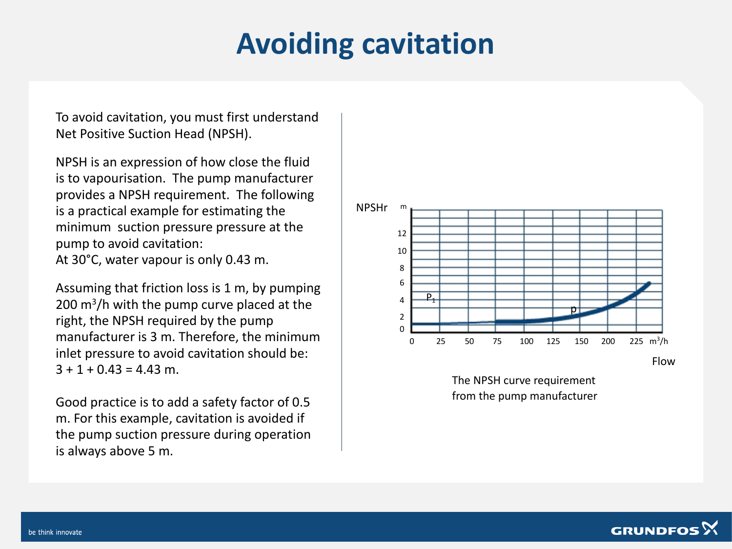# Avoiding cavitation

To avoid cavitation, you must first understand Net Positive Suction Head (NPSH).

NPSH is an expression of how close the fluid is to vapourisation. The pump manufacturer provides a NPSH requirement. The following is a practical example for estimating the minimum suction pressure pressure at the pump to avoid cavitation:
At 30°C, water vapour is only 0.43 m.

Assuming that friction loss is 1 m, by pumping 200 $m^3$/h with the pump curve placed at the right, the NPSH required by the pump manufacturer is 3 m. Therefore, the minimum inlet pressure to avoid cavitation should be:
3 + 1 + 0.43 = 4.43 m.

Good practice is to add a safety factor of 0.5 m. For this example, cavitation is avoided if the pump suction pressure during operation is always above 5 m.

The NPSH curve requirement from the pump manufacturer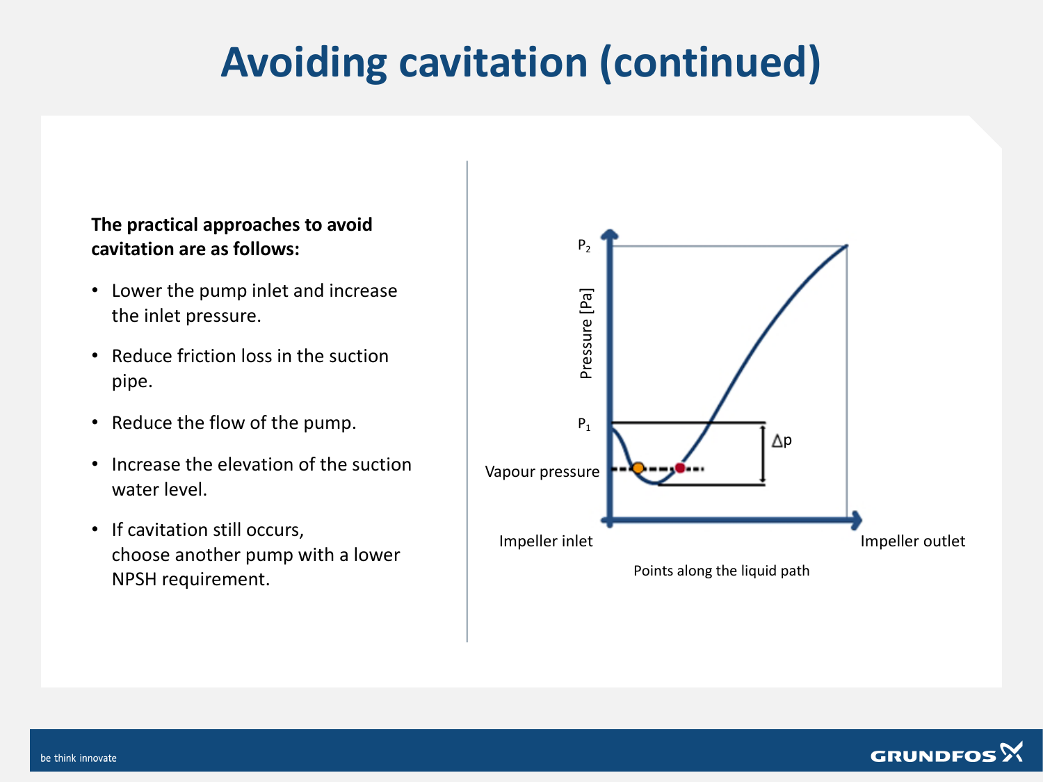# Avoiding cavitation (continued)

**The practical approaches to avoid cavitation are as follows:**

- Lower the pump inlet and increase the inlet pressure.
- Reduce friction loss in the suction pipe.
- Reduce the flow of the pump.
- Increase the elevation of the suction water level.
- If cavitation still occurs, choose another pump with a lower NPSH requirement.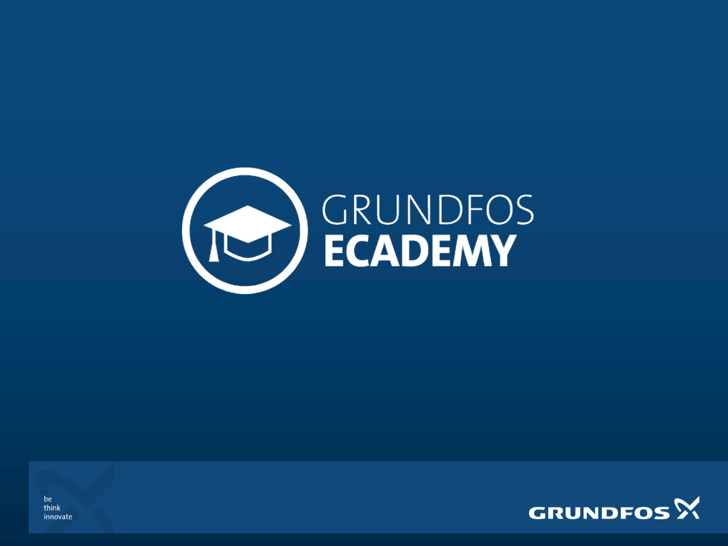# GRUNDFOS ECADEMY

be
think
innovate

GRUNDFOS